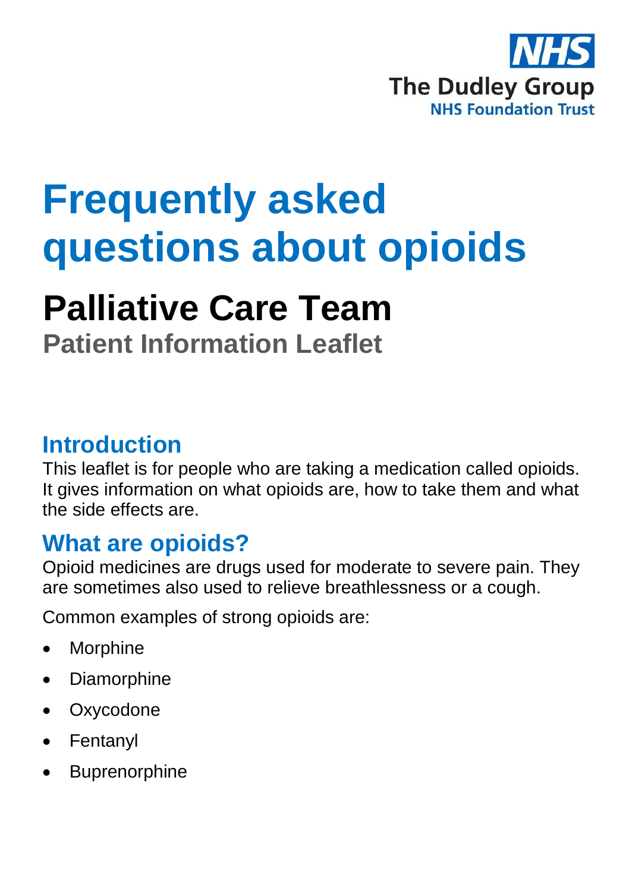NHS
The Dudley Group
NHS Foundation Trust

# Frequently asked questions about opioids

## Palliative Care Team

### Patient Information Leaflet

## Introduction

This leaflet is for people who are taking a medication called opioids. It gives information on what opioids are, how to take them and what the side effects are.

## What are opioids?

Opioid medicines are drugs used for moderate to severe pain. They are sometimes also used to relieve breathlessness or a cough.

Common examples of strong opioids are:

- Morphine
- Diamorphine
- Oxycodone
- Fentanyl
- Buprenorphine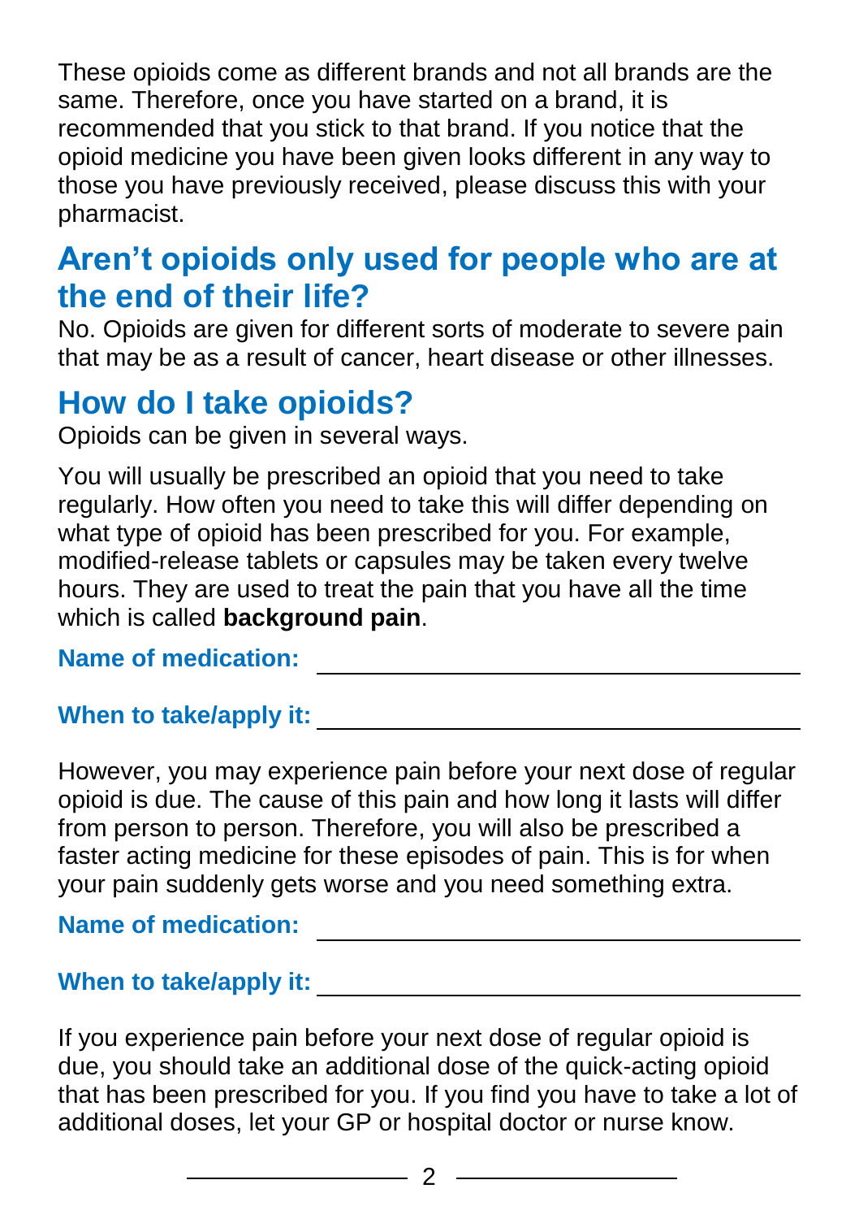These opioids come as different brands and not all brands are the same. Therefore, once you have started on a brand, it is recommended that you stick to that brand. If you notice that the opioid medicine you have been given looks different in any way to those you have previously received, please discuss this with your pharmacist.

## Aren't opioids only used for people who are at the end of their life?

No. Opioids are given for different sorts of moderate to severe pain that may be as a result of cancer, heart disease or other illnesses.

## How do I take opioids?

Opioids can be given in several ways.

You will usually be prescribed an opioid that you need to take regularly. How often you need to take this will differ depending on what type of opioid has been prescribed for you. For example, modified-release tablets or capsules may be taken every twelve hours. They are used to treat the pain that you have all the time which is called **background pain**.

**Name of medication:** ______________________________

**When to take/apply it:** ______________________________

However, you may experience pain before your next dose of regular opioid is due. The cause of this pain and how long it lasts will differ from person to person. Therefore, you will also be prescribed a faster acting medicine for these episodes of pain. This is for when your pain suddenly gets worse and you need something extra.

**Name of medication:** ______________________________

**When to take/apply it:** ______________________________

If you experience pain before your next dose of regular opioid is due, you should take an additional dose of the quick-acting opioid that has been prescribed for you. If you find you have to take a lot of additional doses, let your GP or hospital doctor or nurse know.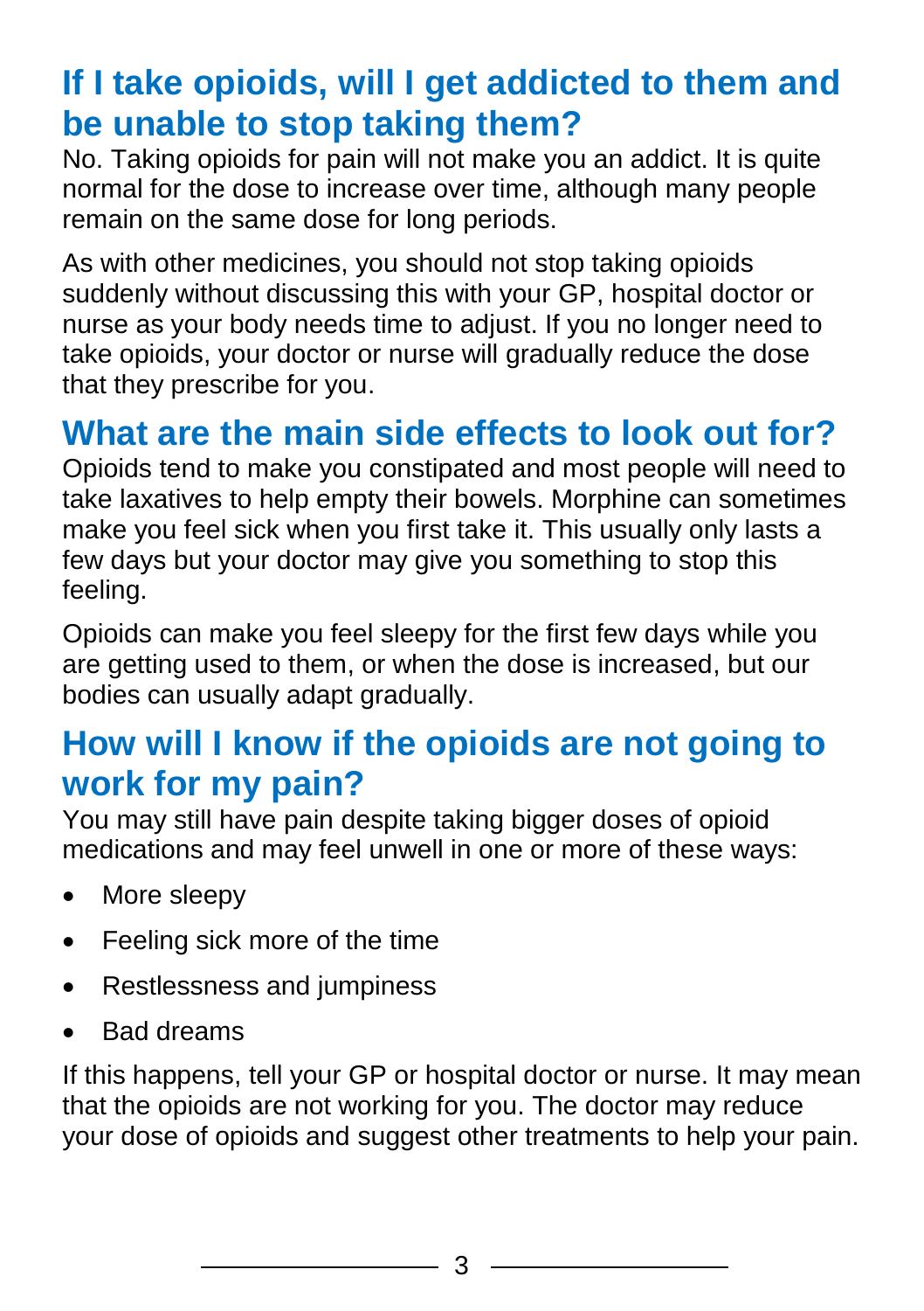## If I take opioids, will I get addicted to them and be unable to stop taking them?

No. Taking opioids for pain will not make you an addict. It is quite normal for the dose to increase over time, although many people remain on the same dose for long periods.

As with other medicines, you should not stop taking opioids suddenly without discussing this with your GP, hospital doctor or nurse as your body needs time to adjust. If you no longer need to take opioids, your doctor or nurse will gradually reduce the dose that they prescribe for you.

## What are the main side effects to look out for?

Opioids tend to make you constipated and most people will need to take laxatives to help empty their bowels. Morphine can sometimes make you feel sick when you first take it. This usually only lasts a few days but your doctor may give you something to stop this feeling.

Opioids can make you feel sleepy for the first few days while you are getting used to them, or when the dose is increased, but our bodies can usually adapt gradually.

## How will I know if the opioids are not going to work for my pain?

You may still have pain despite taking bigger doses of opioid medications and may feel unwell in one or more of these ways:

- More sleepy
- Feeling sick more of the time
- Restlessness and jumpiness
- Bad dreams

If this happens, tell your GP or hospital doctor or nurse. It may mean that the opioids are not working for you. The doctor may reduce your dose of opioids and suggest other treatments to help your pain.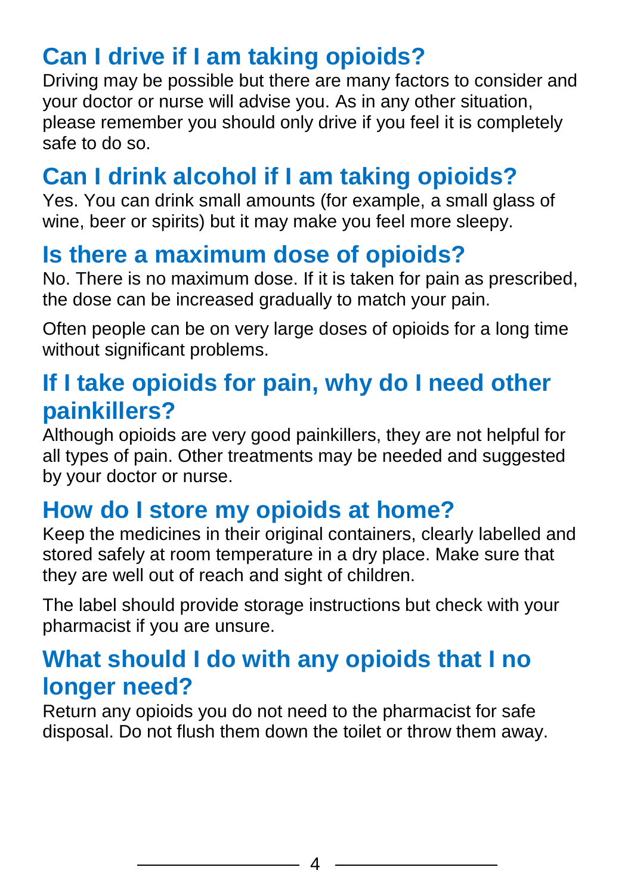## Can I drive if I am taking opioids?

Driving may be possible but there are many factors to consider and your doctor or nurse will advise you. As in any other situation, please remember you should only drive if you feel it is completely safe to do so.

## Can I drink alcohol if I am taking opioids?

Yes. You can drink small amounts (for example, a small glass of wine, beer or spirits) but it may make you feel more sleepy.

## Is there a maximum dose of opioids?

No. There is no maximum dose. If it is taken for pain as prescribed, the dose can be increased gradually to match your pain.

Often people can be on very large doses of opioids for a long time without significant problems.

## If I take opioids for pain, why do I need other painkillers?

Although opioids are very good painkillers, they are not helpful for all types of pain. Other treatments may be needed and suggested by your doctor or nurse.

## How do I store my opioids at home?

Keep the medicines in their original containers, clearly labelled and stored safely at room temperature in a dry place. Make sure that they are well out of reach and sight of children.

The label should provide storage instructions but check with your pharmacist if you are unsure.

## What should I do with any opioids that I no longer need?

Return any opioids you do not need to the pharmacist for safe disposal. Do not flush them down the toilet or throw them away.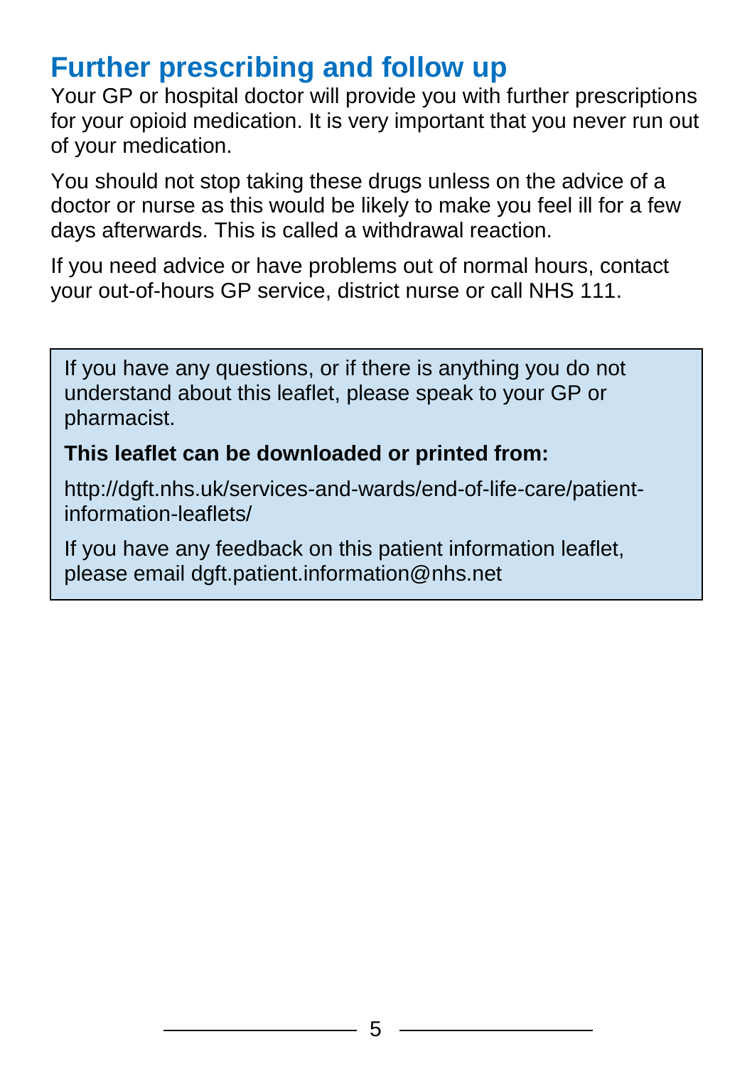## Further prescribing and follow up

Your GP or hospital doctor will provide you with further prescriptions for your opioid medication. It is very important that you never run out of your medication.

You should not stop taking these drugs unless on the advice of a doctor or nurse as this would be likely to make you feel ill for a few days afterwards. This is called a withdrawal reaction.

If you need advice or have problems out of normal hours, contact your out-of-hours GP service, district nurse or call NHS 111.

If you have any questions, or if there is anything you do not understand about this leaflet, please speak to your GP or pharmacist.

**This leaflet can be downloaded or printed from:**

http://dgft.nhs.uk/services-and-wards/end-of-life-care/patient-information-leaflets/

If you have any feedback on this patient information leaflet, please email dgft.patient.information@nhs.net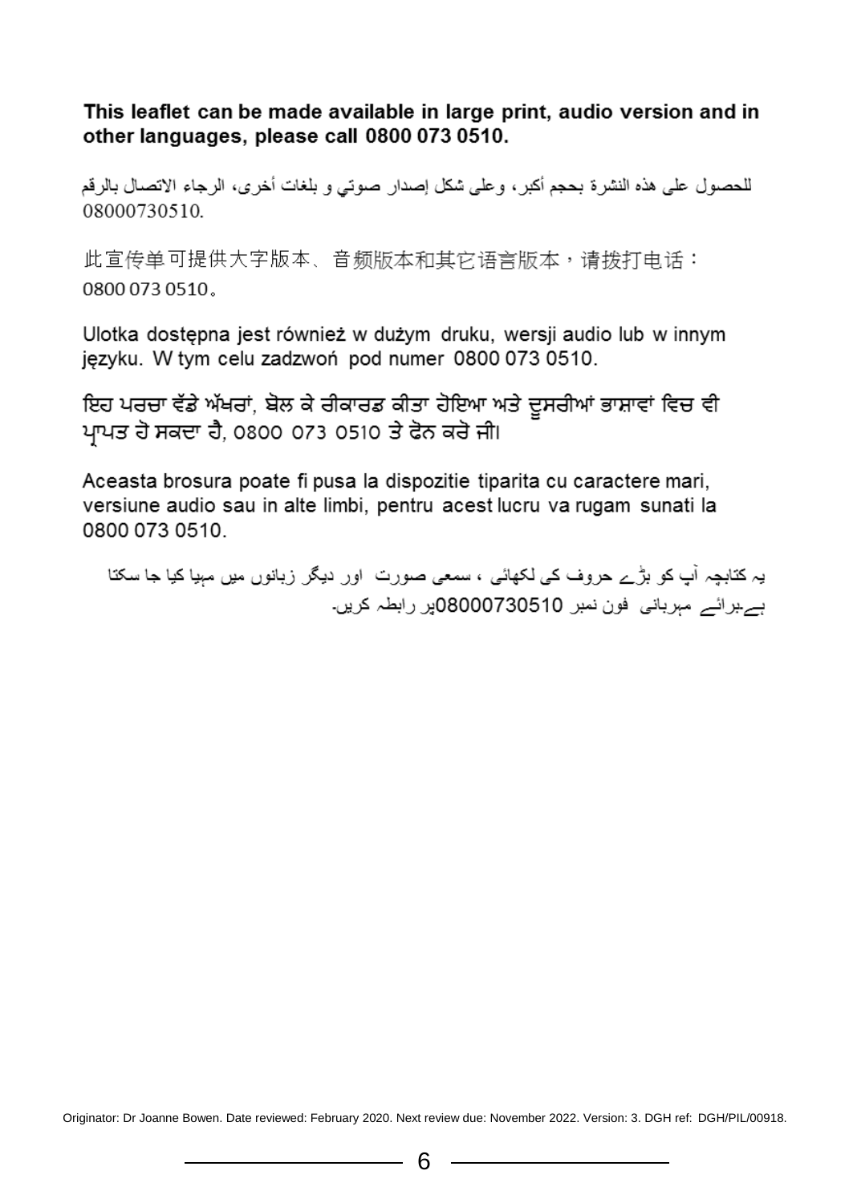**This leaflet can be made available in large print, audio version and in other languages, please call 0800 073 0510.**

للحصول على هذه النشرة بحجم أكبر، وعلى شكل إصدار صوتي و بلغات أخرى، الرجاء الاتصال بالرقم 08000730510.

此宣传单可提供大字版本、音频版本和其它语言版本，请拨打电话：0800 073 0510。

Ulotka dostępna jest również w dużym druku, wersji audio lub w innym języku. W tym celu zadzwoń pod numer 0800 073 0510.

ਇਹ ਪਰਚਾ ਵੱਡੇ ਅੱਖਰਾਂ, ਬੋਲ ਕੇ ਰੀਕਾਰਡ ਕੀਤਾ ਹੋਇਆ ਅਤੇ ਦੂਸਰੀਆਂ ਭਾਸ਼ਾਵਾਂ ਵਿਚ ਵੀ ਪ੍ਰਾਪਤ ਹੋ ਸਕਦਾ ਹੈ, 0800 073 0510 ਤੇ ਫੋਨ ਕਰੋ ਜੀ।

Aceasta brosura poate fi pusa la dispozitie tiparita cu caractere mari, versiune audio sau in alte limbi, pentru acest lucru va rugam sunati la 0800 073 0510.

یہ کتابچہ آپ کو بڑے حروف کی لکھائی ، سمعی صورت اور دیگر زبانوں میں مہیا کیا جا سکتا ہے۔برائے مہربانی فون نمبر 08000730510پر رابطہ کریں۔

Originator: Dr Joanne Bowen. Date reviewed: February 2020. Next review due: November 2022. Version: 3. DGH ref: DGH/PIL/00918.